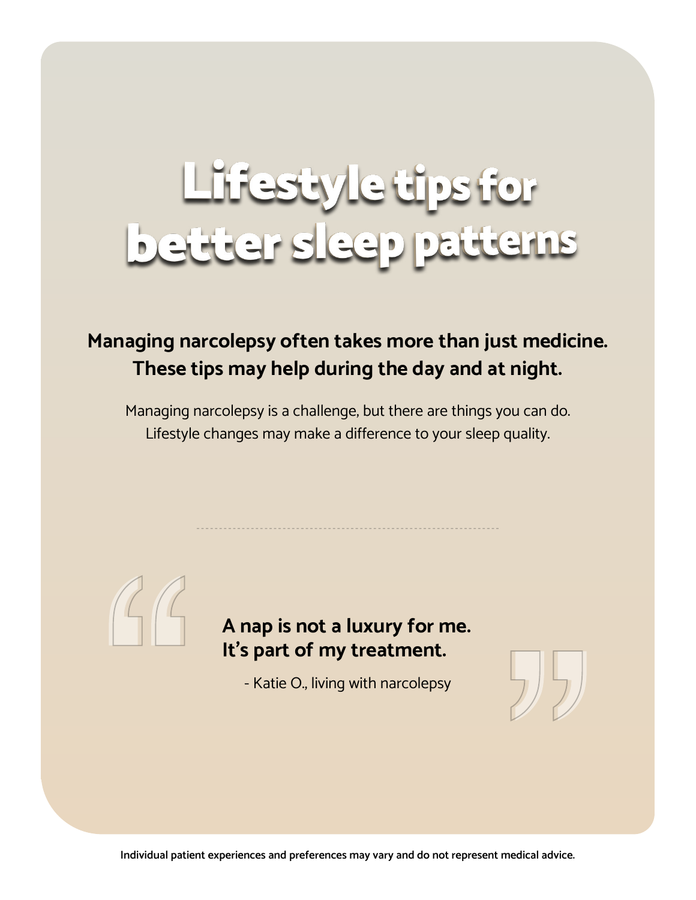# Lifestyle tips for better sleep patterns

**Managing narcolepsy often takes more than just medicine. These tips may help during the day and at night.**

Managing narcolepsy is a challenge, but there are things you can do. Lifestyle changes may make a difference to your sleep quality.

---

> **A nap is not a luxury for me. It's part of my treatment.**
>
> \- Katie O., living with narcolepsy

**Individual patient experiences and preferences may vary and do not represent medical advice.**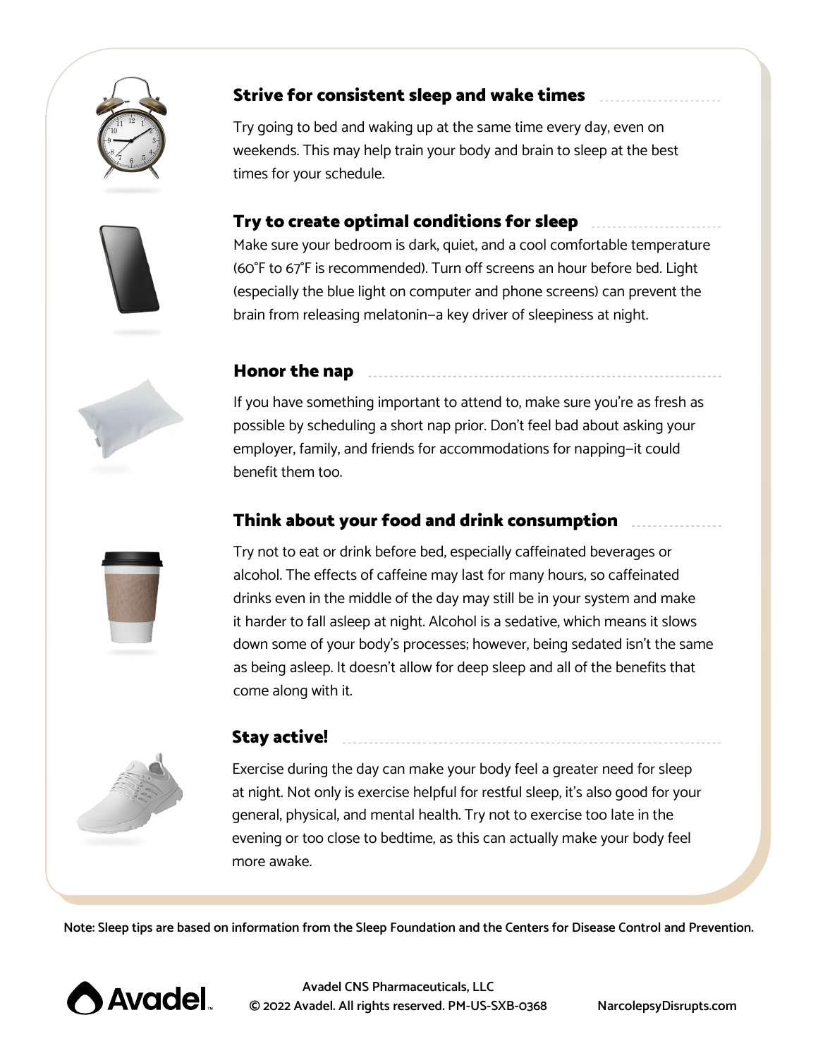## Strive for consistent sleep and wake times

Try going to bed and waking up at the same time every day, even on weekends. This may help train your body and brain to sleep at the best times for your schedule.

## Try to create optimal conditions for sleep

Make sure your bedroom is dark, quiet, and a cool comfortable temperature (60°F to 67°F is recommended). Turn off screens an hour before bed. Light (especially the blue light on computer and phone screens) can prevent the brain from releasing melatonin—a key driver of sleepiness at night.

## Honor the nap

If you have something important to attend to, make sure you're as fresh as possible by scheduling a short nap prior. Don't feel bad about asking your employer, family, and friends for accommodations for napping—it could benefit them too.

## Think about your food and drink consumption

Try not to eat or drink before bed, especially caffeinated beverages or alcohol. The effects of caffeine may last for many hours, so caffeinated drinks even in the middle of the day may still be in your system and make it harder to fall asleep at night. Alcohol is a sedative, which means it slows down some of your body's processes; however, being sedated isn't the same as being asleep. It doesn't allow for deep sleep and all of the benefits that come along with it.

## Stay active!

Exercise during the day can make your body feel a greater need for sleep at night. Not only is exercise helpful for restful sleep, it's also good for your general, physical, and mental health. Try not to exercise too late in the evening or too close to bedtime, as this can actually make your body feel more awake.

**Note: Sleep tips are based on information from the Sleep Foundation and the Centers for Disease Control and Prevention.**

Avadel

Avadel CNS Pharmaceuticals, LLC
© 2022 Avadel. All rights reserved. PM-US-SXB-0368

NarcolepsyDisrupts.com